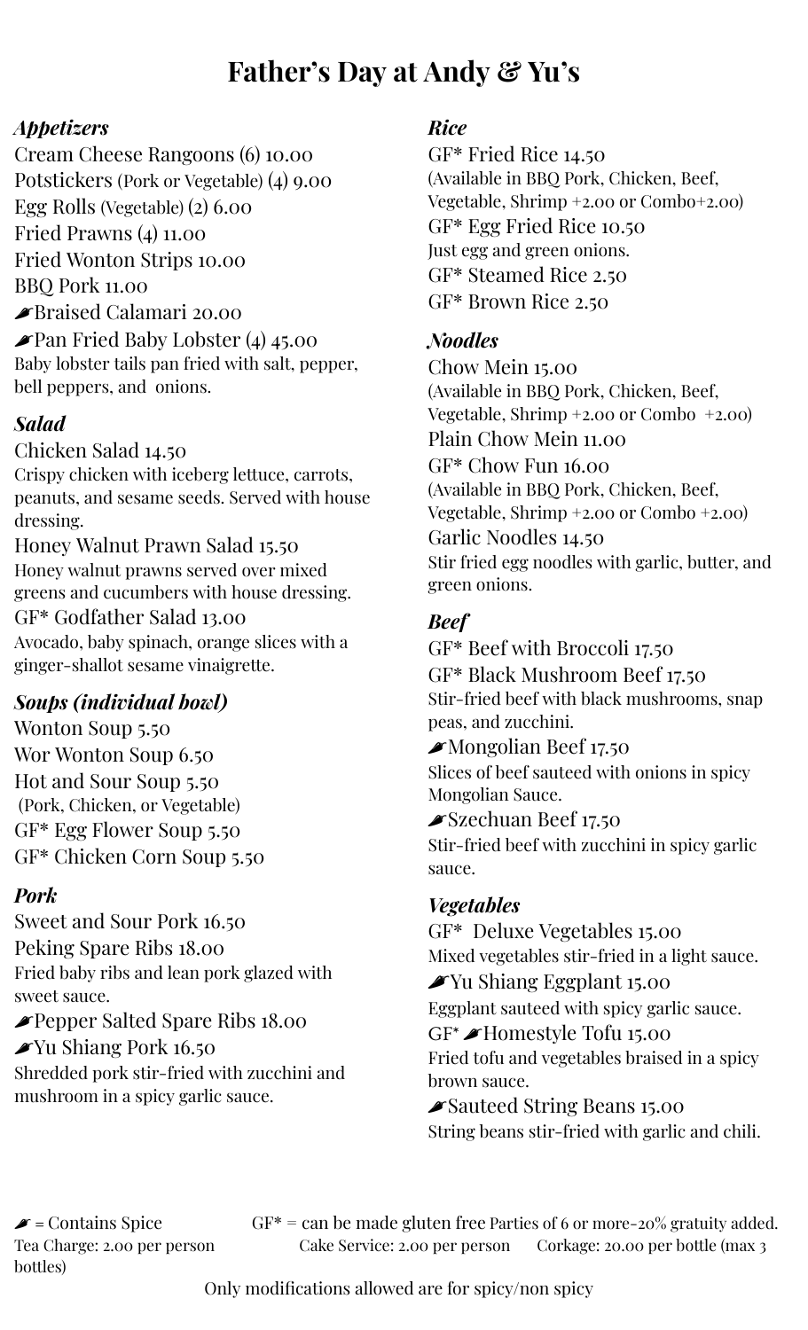# Father's Day at Andy & Yu's

## *Appetizers*

Cream Cheese Rangoons (6) 10.00
Potstickers (Pork or Vegetable) (4) 9.00
Egg Rolls (Vegetable) (2) 6.00
Fried Prawns (4) 11.00
Fried Wonton Strips 10.00
BBQ Pork 11.00
🌶Braised Calamari 20.00
🌶Pan Fried Baby Lobster (4) 45.00
Baby lobster tails pan fried with salt, pepper, bell peppers, and onions.

## *Salad*

Chicken Salad 14.50
Crispy chicken with iceberg lettuce, carrots, peanuts, and sesame seeds. Served with house dressing.
Honey Walnut Prawn Salad 15.50
Honey walnut prawns served over mixed greens and cucumbers with house dressing.
GF* Godfather Salad 13.00
Avocado, baby spinach, orange slices with a ginger-shallot sesame vinaigrette.

## *Soups (individual bowl)*

Wonton Soup 5.50
Wor Wonton Soup 6.50
Hot and Sour Soup 5.50
(Pork, Chicken, or Vegetable)
GF* Egg Flower Soup 5.50
GF* Chicken Corn Soup 5.50

## *Pork*

Sweet and Sour Pork 16.50
Peking Spare Ribs 18.00
Fried baby ribs and lean pork glazed with sweet sauce.
🌶Pepper Salted Spare Ribs 18.00
🌶Yu Shiang Pork 16.50
Shredded pork stir-fried with zucchini and mushroom in a spicy garlic sauce.

## *Rice*

GF* Fried Rice 14.50
(Available in BBQ Pork, Chicken, Beef, Vegetable, Shrimp +2.00 or Combo+2.00)
GF* Egg Fried Rice 10.50
Just egg and green onions.
GF* Steamed Rice 2.50
GF* Brown Rice 2.50

## *Noodles*

Chow Mein 15.00
(Available in BBQ Pork, Chicken, Beef, Vegetable, Shrimp +2.00 or Combo +2.00)
Plain Chow Mein 11.00
GF* Chow Fun 16.00
(Available in BBQ Pork, Chicken, Beef, Vegetable, Shrimp +2.00 or Combo +2.00)
Garlic Noodles 14.50
Stir fried egg noodles with garlic, butter, and green onions.

## *Beef*

GF* Beef with Broccoli 17.50
GF* Black Mushroom Beef 17.50
Stir-fried beef with black mushrooms, snap peas, and zucchini.
🌶Mongolian Beef 17.50
Slices of beef sauteed with onions in spicy Mongolian Sauce.
🌶Szechuan Beef 17.50
Stir-fried beef with zucchini in spicy garlic sauce.

## *Vegetables*

GF* Deluxe Vegetables 15.00
Mixed vegetables stir-fried in a light sauce.
🌶Yu Shiang Eggplant 15.00
Eggplant sauteed with spicy garlic sauce.
GF* 🌶Homestyle Tofu 15.00
Fried tofu and vegetables braised in a spicy brown sauce.
🌶Sauteed String Beans 15.00
String beans stir-fried with garlic and chili.

🌶 = Contains Spice GF* = can be made gluten free Parties of 6 or more-20% gratuity added.
Tea Charge: 2.00 per person Cake Service: 2.00 per person Corkage: 20.00 per bottle (max 3 bottles)

Only modifications allowed are for spicy/non spicy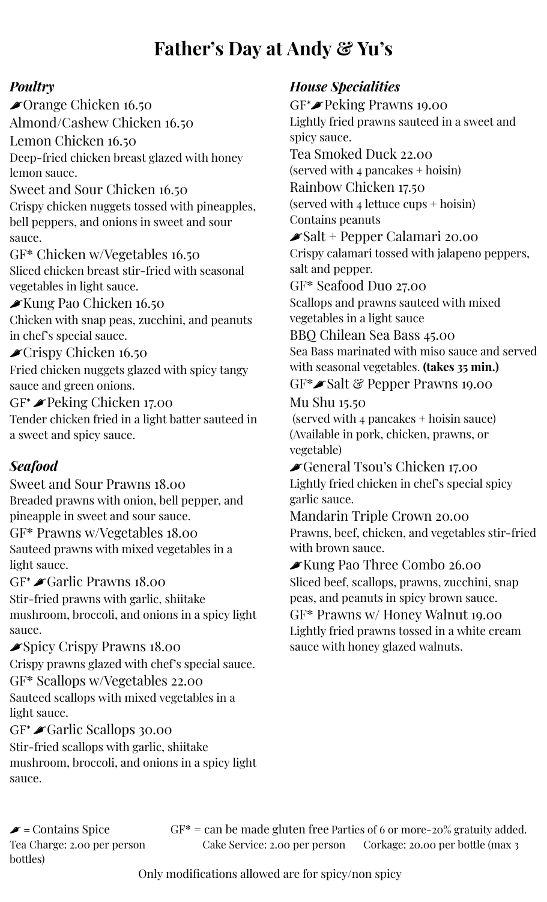# Father's Day at Andy & Yu's

## *Poultry*

🌶Orange Chicken 16.50

Almond/Cashew Chicken 16.50

Lemon Chicken 16.50
Deep-fried chicken breast glazed with honey lemon sauce.

Sweet and Sour Chicken 16.50
Crispy chicken nuggets tossed with pineapples, bell peppers, and onions in sweet and sour sauce.

GF* Chicken w/Vegetables 16.50
Sliced chicken breast stir-fried with seasonal vegetables in light sauce.

🌶Kung Pao Chicken 16.50
Chicken with snap peas, zucchini, and peanuts in chef's special sauce.

🌶Crispy Chicken 16.50
Fried chicken nuggets glazed with spicy tangy sauce and green onions.

GF* 🌶Peking Chicken 17.00
Tender chicken fried in a light batter sauteed in a sweet and spicy sauce.

## *Seafood*

Sweet and Sour Prawns 18.00
Breaded prawns with onion, bell pepper, and pineapple in sweet and sour sauce.

GF* Prawns w/Vegetables 18.00
Sauteed prawns with mixed vegetables in a light sauce.

GF* 🌶Garlic Prawns 18.00
Stir-fried prawns with garlic, shiitake mushroom, broccoli, and onions in a spicy light sauce.

🌶Spicy Crispy Prawns 18.00
Crispy prawns glazed with chef's special sauce.

GF* Scallops w/Vegetables 22.00
Sauteed scallops with mixed vegetables in a light sauce.

GF* 🌶Garlic Scallops 30.00
Stir-fried scallops with garlic, shiitake mushroom, broccoli, and onions in a spicy light sauce.

## *House Specialities*

GF*🌶Peking Prawns 19.00
Lightly fried prawns sauteed in a sweet and spicy sauce.

Tea Smoked Duck 22.00
(served with 4 pancakes + hoisin)

Rainbow Chicken 17.50
(served with 4 lettuce cups + hoisin)
Contains peanuts

🌶Salt + Pepper Calamari 20.00
Crispy calamari tossed with jalapeno peppers, salt and pepper.

GF* Seafood Duo 27.00
Scallops and prawns sauteed with mixed vegetables in a light sauce

BBQ Chilean Sea Bass 45.00
Sea Bass marinated with miso sauce and served with seasonal vegetables. **(takes 35 min.)**

GF*🌶Salt & Pepper Prawns 19.00

Mu Shu 15.50
(served with 4 pancakes + hoisin sauce)
(Available in pork, chicken, prawns, or vegetable)

🌶General Tsou's Chicken 17.00
Lightly fried chicken in chef's special spicy garlic sauce.

Mandarin Triple Crown 20.00
Prawns, beef, chicken, and vegetables stir-fried with brown sauce.

🌶Kung Pao Three Combo 26.00
Sliced beef, scallops, prawns, zucchini, snap peas, and peanuts in spicy brown sauce.

GF* Prawns w/ Honey Walnut 19.00
Lightly fried prawns tossed in a white cream sauce with honey glazed walnuts.

---

🌶 = Contains Spice    GF* = can be made gluten free    Parties of 6 or more-20% gratuity added.

Tea Charge: 2.00 per person    Cake Service: 2.00 per person    Corkage: 20.00 per bottle (max 3 bottles)

Only modifications allowed are for spicy/non spicy